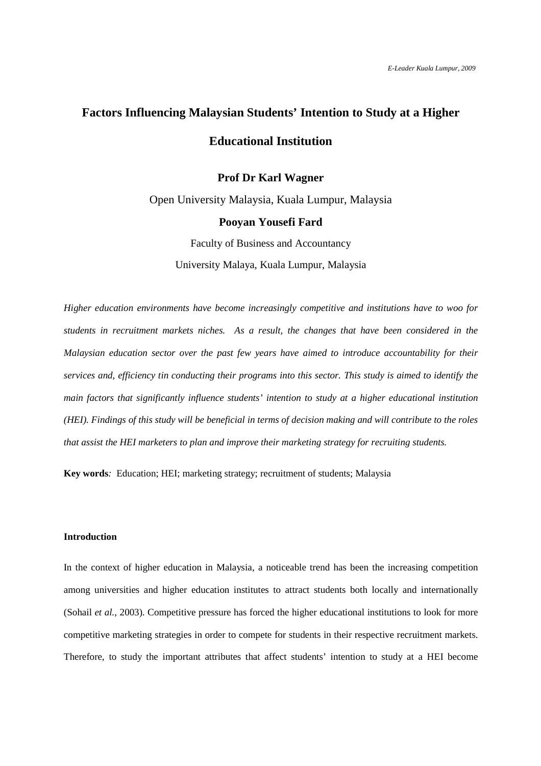# Factors Influencing Malaysian Students' Intention to Study at a Higher Educational Institution

**Prof Dr Karl Wagner**

Open University Malaysia, Kuala Lumpur, Malaysia

**Pooyan Yousefi Fard**

Faculty of Business and Accountancy

University Malaya, Kuala Lumpur, Malaysia

*Higher education environments have become increasingly competitive and institutions have to woo for students in recruitment markets niches. As a result, the changes that have been considered in the Malaysian education sector over the past few years have aimed to introduce accountability for their services and, efficiency tin conducting their programs into this sector. This study is aimed to identify the main factors that significantly influence students' intention to study at a higher educational institution (HEI). Findings of this study will be beneficial in terms of decision making and will contribute to the roles that assist the HEI marketers to plan and improve their marketing strategy for recruiting students.*

**Key words***:* Education; HEI; marketing strategy; recruitment of students; Malaysia

## Introduction

In the context of higher education in Malaysia, a noticeable trend has been the increasing competition among universities and higher education institutes to attract students both locally and internationally (Sohail *et al.*, 2003). Competitive pressure has forced the higher educational institutions to look for more competitive marketing strategies in order to compete for students in their respective recruitment markets. Therefore, to study the important attributes that affect students' intention to study at a HEI become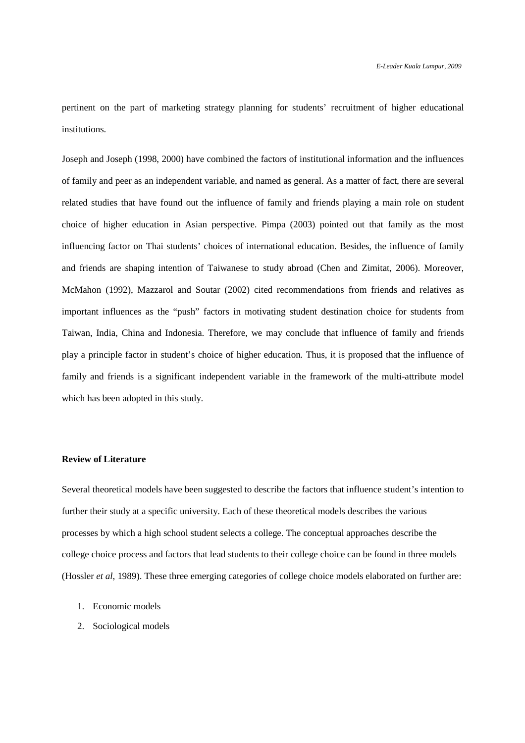pertinent on the part of marketing strategy planning for students' recruitment of higher educational institutions.

Joseph and Joseph (1998, 2000) have combined the factors of institutional information and the influences of family and peer as an independent variable, and named as general. As a matter of fact, there are several related studies that have found out the influence of family and friends playing a main role on student choice of higher education in Asian perspective. Pimpa (2003) pointed out that family as the most influencing factor on Thai students' choices of international education. Besides, the influence of family and friends are shaping intention of Taiwanese to study abroad (Chen and Zimitat, 2006). Moreover, McMahon (1992), Mazzarol and Soutar (2002) cited recommendations from friends and relatives as important influences as the "push" factors in motivating student destination choice for students from Taiwan, India, China and Indonesia. Therefore, we may conclude that influence of family and friends play a principle factor in student's choice of higher education. Thus, it is proposed that the influence of family and friends is a significant independent variable in the framework of the multi-attribute model which has been adopted in this study.

**Review of Literature**

Several theoretical models have been suggested to describe the factors that influence student's intention to further their study at a specific university. Each of these theoretical models describes the various processes by which a high school student selects a college. The conceptual approaches describe the college choice process and factors that lead students to their college choice can be found in three models (Hossler *et al*, 1989). These three emerging categories of college choice models elaborated on further are:

1. Economic models
2. Sociological models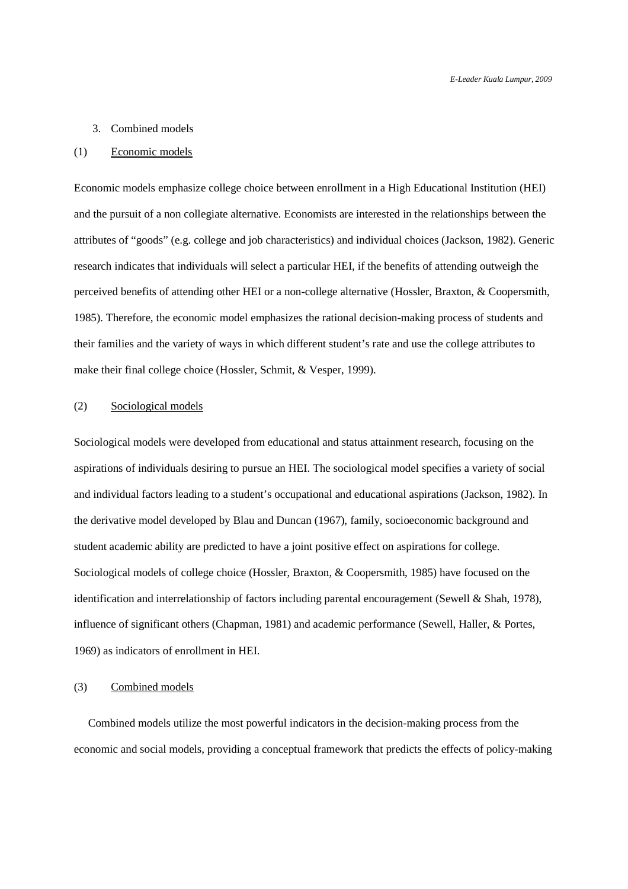3. Combined models

(1) <u>Economic models</u>

Economic models emphasize college choice between enrollment in a High Educational Institution (HEI) and the pursuit of a non collegiate alternative. Economists are interested in the relationships between the attributes of "goods" (e.g. college and job characteristics) and individual choices (Jackson, 1982). Generic research indicates that individuals will select a particular HEI, if the benefits of attending outweigh the perceived benefits of attending other HEI or a non-college alternative (Hossler, Braxton, & Coopersmith, 1985). Therefore, the economic model emphasizes the rational decision-making process of students and their families and the variety of ways in which different student's rate and use the college attributes to make their final college choice (Hossler, Schmit, & Vesper, 1999).

(2) <u>Sociological models</u>

Sociological models were developed from educational and status attainment research, focusing on the aspirations of individuals desiring to pursue an HEI. The sociological model specifies a variety of social and individual factors leading to a student's occupational and educational aspirations (Jackson, 1982). In the derivative model developed by Blau and Duncan (1967), family, socioeconomic background and student academic ability are predicted to have a joint positive effect on aspirations for college. Sociological models of college choice (Hossler, Braxton, & Coopersmith, 1985) have focused on the identification and interrelationship of factors including parental encouragement (Sewell & Shah, 1978), influence of significant others (Chapman, 1981) and academic performance (Sewell, Haller, & Portes, 1969) as indicators of enrollment in HEI.

(3) <u>Combined models</u>

Combined models utilize the most powerful indicators in the decision-making process from the economic and social models, providing a conceptual framework that predicts the effects of policy-making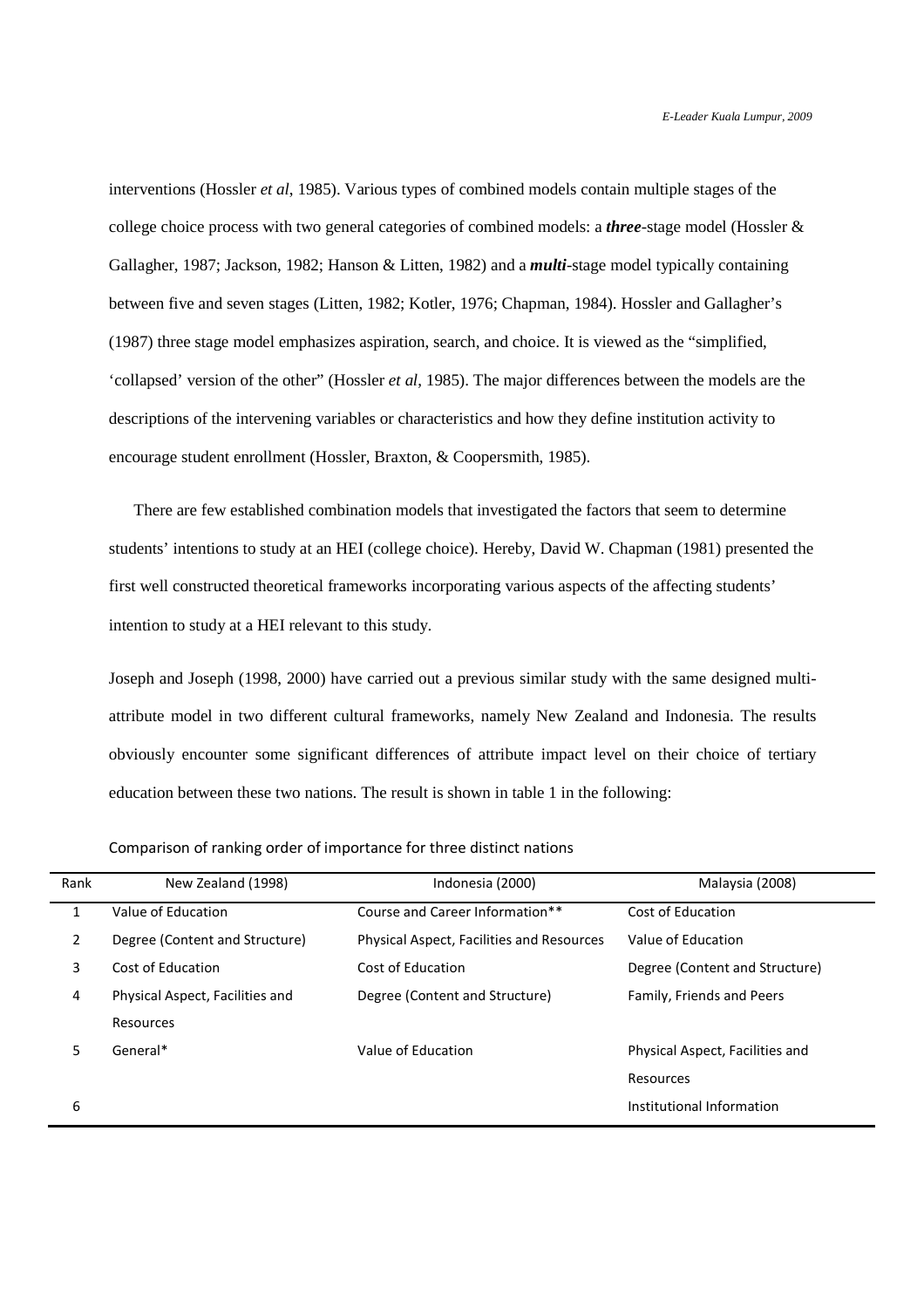interventions (Hossler *et al*, 1985). Various types of combined models contain multiple stages of the college choice process with two general categories of combined models: a ***three***-stage model (Hossler & Gallagher, 1987; Jackson, 1982; Hanson & Litten, 1982) and a ***multi***-stage model typically containing between five and seven stages (Litten, 1982; Kotler, 1976; Chapman, 1984). Hossler and Gallagher's (1987) three stage model emphasizes aspiration, search, and choice. It is viewed as the "simplified, 'collapsed' version of the other" (Hossler *et al*, 1985). The major differences between the models are the descriptions of the intervening variables or characteristics and how they define institution activity to encourage student enrollment (Hossler, Braxton, & Coopersmith, 1985).

There are few established combination models that investigated the factors that seem to determine students' intentions to study at an HEI (college choice). Hereby, David W. Chapman (1981) presented the first well constructed theoretical frameworks incorporating various aspects of the affecting students' intention to study at a HEI relevant to this study.

Joseph and Joseph (1998, 2000) have carried out a previous similar study with the same designed multi-attribute model in two different cultural frameworks, namely New Zealand and Indonesia. The results obviously encounter some significant differences of attribute impact level on their choice of tertiary education between these two nations. The result is shown in table 1 in the following:

Comparison of ranking order of importance for three distinct nations

| Rank | New Zealand (1998) | Indonesia (2000) | Malaysia (2008) |
|---|---|---|---|
| 1 | Value of Education | Course and Career Information** | Cost of Education |
| 2 | Degree (Content and Structure) | Physical Aspect, Facilities and Resources | Value of Education |
| 3 | Cost of Education | Cost of Education | Degree (Content and Structure) |
| 4 | Physical Aspect, Facilities and Resources | Degree (Content and Structure) | Family, Friends and Peers |
| 5 | General* | Value of Education | Physical Aspect, Facilities and Resources |
| 6 | | | Institutional Information |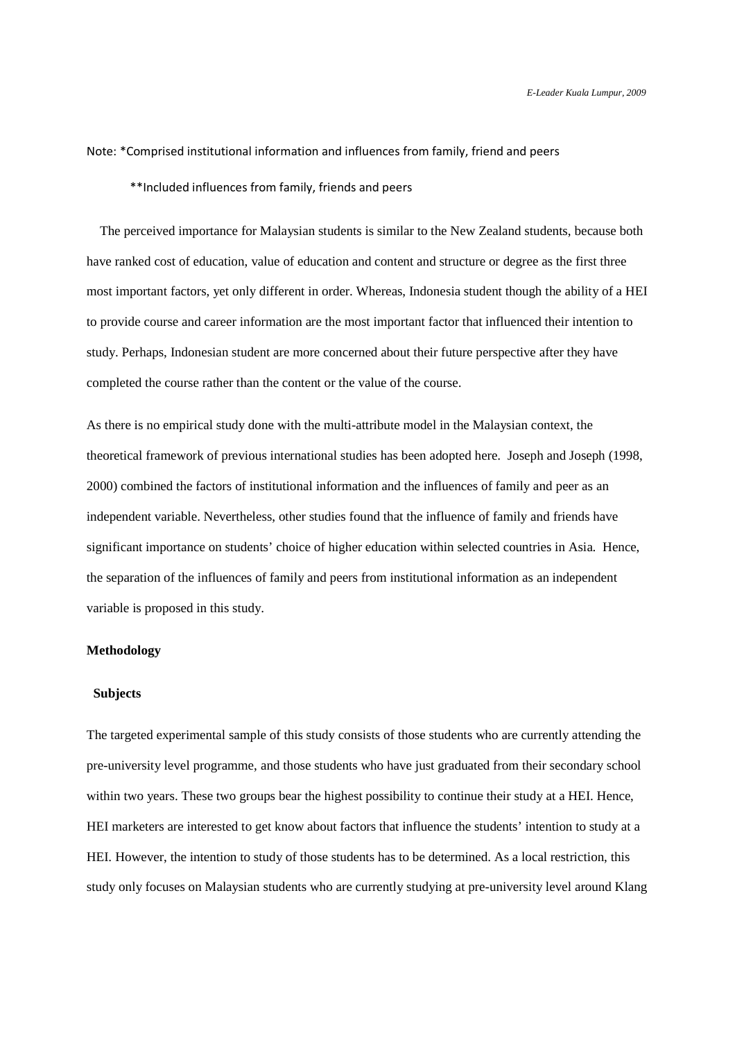Note: *Comprised institutional information and influences from family, friend and peers

**Included influences from family, friends and peers

The perceived importance for Malaysian students is similar to the New Zealand students, because both have ranked cost of education, value of education and content and structure or degree as the first three most important factors, yet only different in order. Whereas, Indonesia student though the ability of a HEI to provide course and career information are the most important factor that influenced their intention to study. Perhaps, Indonesian student are more concerned about their future perspective after they have completed the course rather than the content or the value of the course.

As there is no empirical study done with the multi-attribute model in the Malaysian context, the theoretical framework of previous international studies has been adopted here. Joseph and Joseph (1998, 2000) combined the factors of institutional information and the influences of family and peer as an independent variable. Nevertheless, other studies found that the influence of family and friends have significant importance on students' choice of higher education within selected countries in Asia. Hence, the separation of the influences of family and peers from institutional information as an independent variable is proposed in this study.

## Methodology

### Subjects

The targeted experimental sample of this study consists of those students who are currently attending the pre-university level programme, and those students who have just graduated from their secondary school within two years. These two groups bear the highest possibility to continue their study at a HEI. Hence, HEI marketers are interested to get know about factors that influence the students' intention to study at a HEI. However, the intention to study of those students has to be determined. As a local restriction, this study only focuses on Malaysian students who are currently studying at pre-university level around Klang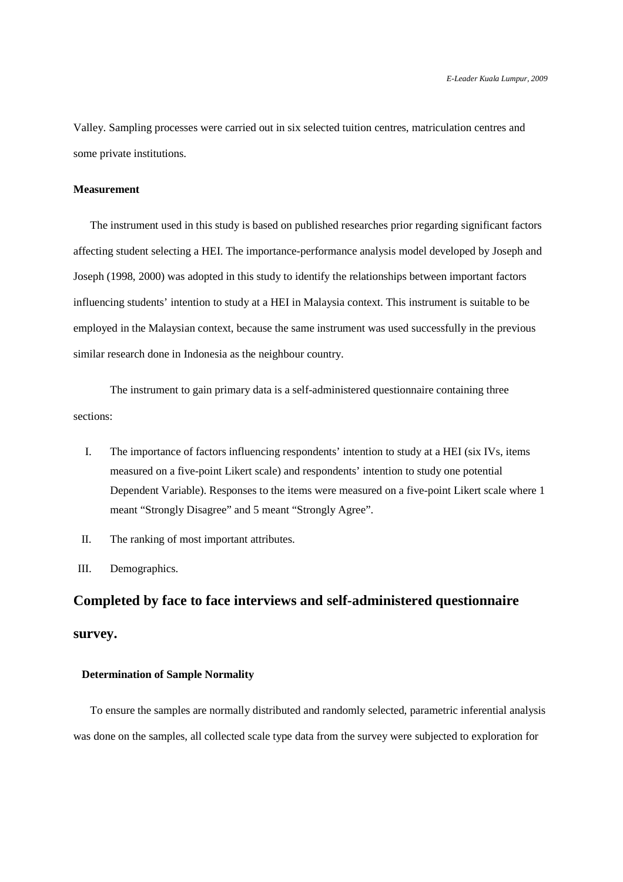Valley. Sampling processes were carried out in six selected tuition centres, matriculation centres and some private institutions.

### Measurement

The instrument used in this study is based on published researches prior regarding significant factors affecting student selecting a HEI. The importance-performance analysis model developed by Joseph and Joseph (1998, 2000) was adopted in this study to identify the relationships between important factors influencing students' intention to study at a HEI in Malaysia context. This instrument is suitable to be employed in the Malaysian context, because the same instrument was used successfully in the previous similar research done in Indonesia as the neighbour country.

The instrument to gain primary data is a self-administered questionnaire containing three sections:

I. The importance of factors influencing respondents' intention to study at a HEI (six IVs, items measured on a five-point Likert scale) and respondents' intention to study one potential Dependent Variable). Responses to the items were measured on a five-point Likert scale where 1 meant "Strongly Disagree" and 5 meant "Strongly Agree".

II. The ranking of most important attributes.

III. Demographics.

## Completed by face to face interviews and self-administered questionnaire survey.

### Determination of Sample Normality

To ensure the samples are normally distributed and randomly selected, parametric inferential analysis was done on the samples, all collected scale type data from the survey were subjected to exploration for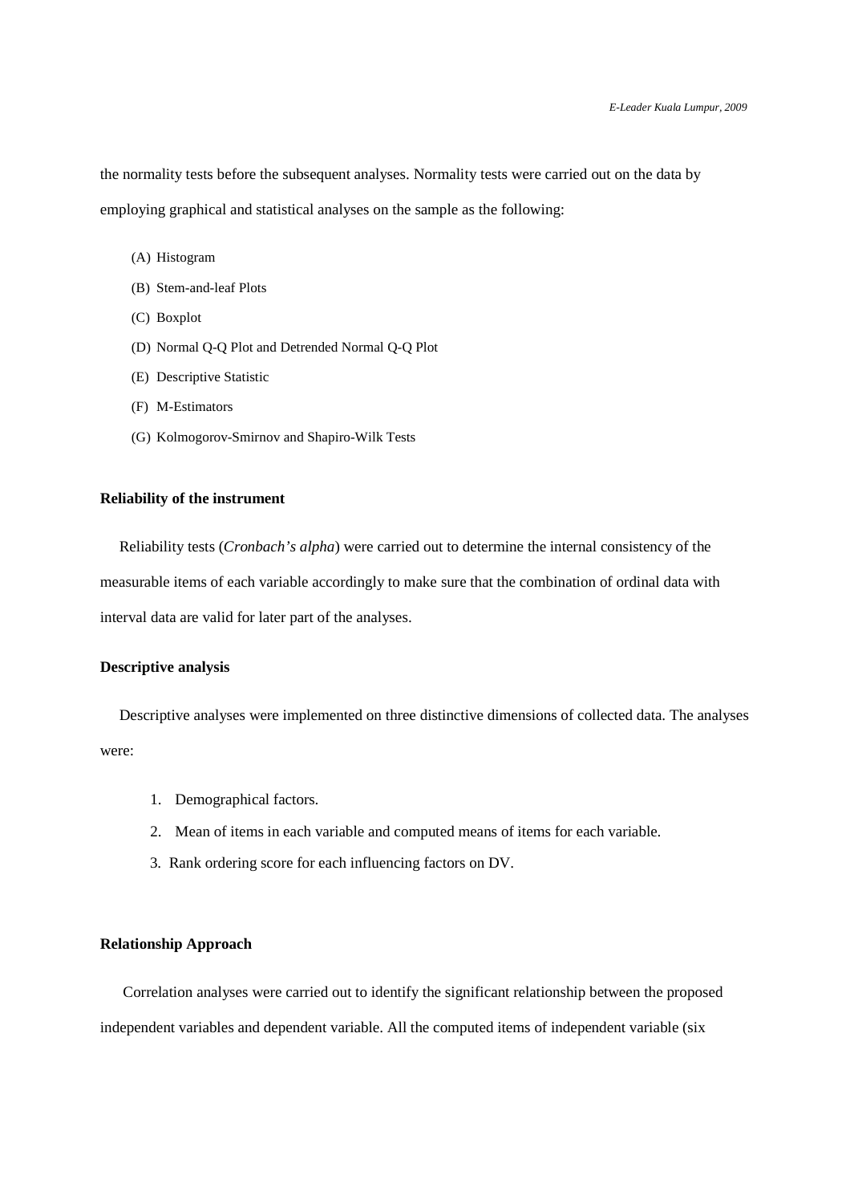the normality tests before the subsequent analyses. Normality tests were carried out on the data by employing graphical and statistical analyses on the sample as the following:

(A) Histogram

(B) Stem-and-leaf Plots

(C) Boxplot

(D) Normal Q-Q Plot and Detrended Normal Q-Q Plot

(E) Descriptive Statistic

(F) M-Estimators

(G) Kolmogorov-Smirnov and Shapiro-Wilk Tests

**Reliability of the instrument**

Reliability tests (*Cronbach's alpha*) were carried out to determine the internal consistency of the measurable items of each variable accordingly to make sure that the combination of ordinal data with interval data are valid for later part of the analyses.

**Descriptive analysis**

Descriptive analyses were implemented on three distinctive dimensions of collected data. The analyses were:

1. Demographical factors.
2. Mean of items in each variable and computed means of items for each variable.
3. Rank ordering score for each influencing factors on DV.

**Relationship Approach**

Correlation analyses were carried out to identify the significant relationship between the proposed independent variables and dependent variable. All the computed items of independent variable (six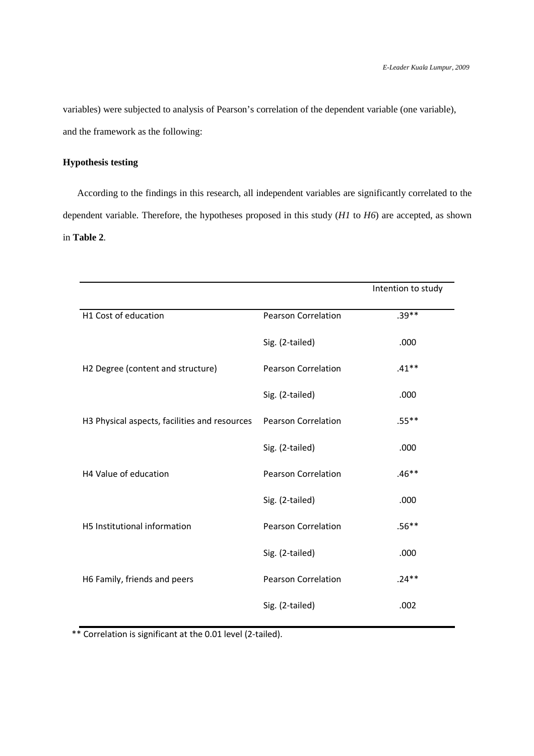variables) were subjected to analysis of Pearson's correlation of the dependent variable (one variable), and the framework as the following:

**Hypothesis testing**

According to the findings in this research, all independent variables are significantly correlated to the dependent variable. Therefore, the hypotheses proposed in this study (*H1* to *H6*) are accepted, as shown in **Table 2**.

| | | Intention to study |
|---|---|---|
| H1 Cost of education | Pearson Correlation | .39** |
| | Sig. (2-tailed) | .000 |
| H2 Degree (content and structure) | Pearson Correlation | .41** |
| | Sig. (2-tailed) | .000 |
| H3 Physical aspects, facilities and resources | Pearson Correlation | .55** |
| | Sig. (2-tailed) | .000 |
| H4 Value of education | Pearson Correlation | .46** |
| | Sig. (2-tailed) | .000 |
| H5 Institutional information | Pearson Correlation | .56** |
| | Sig. (2-tailed) | .000 |
| H6 Family, friends and peers | Pearson Correlation | .24** |
| | Sig. (2-tailed) | .002 |

** Correlation is significant at the 0.01 level (2-tailed).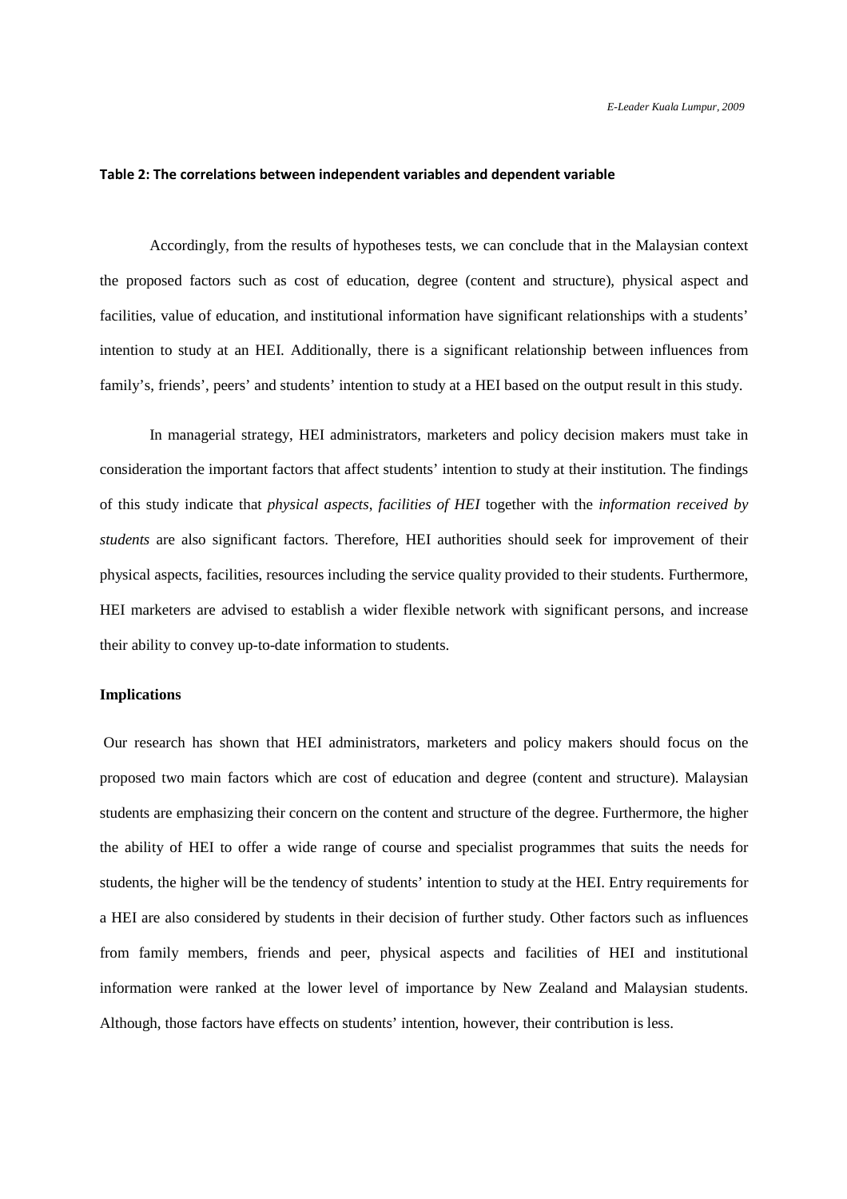**Table 2: The correlations between independent variables and dependent variable**

Accordingly, from the results of hypotheses tests, we can conclude that in the Malaysian context the proposed factors such as cost of education, degree (content and structure), physical aspect and facilities, value of education, and institutional information have significant relationships with a students' intention to study at an HEI. Additionally, there is a significant relationship between influences from family's, friends', peers' and students' intention to study at a HEI based on the output result in this study.

In managerial strategy, HEI administrators, marketers and policy decision makers must take in consideration the important factors that affect students' intention to study at their institution. The findings of this study indicate that *physical aspects, facilities of HEI* together with the *information received by students* are also significant factors. Therefore, HEI authorities should seek for improvement of their physical aspects, facilities, resources including the service quality provided to their students. Furthermore, HEI marketers are advised to establish a wider flexible network with significant persons, and increase their ability to convey up-to-date information to students.

**Implications**

Our research has shown that HEI administrators, marketers and policy makers should focus on the proposed two main factors which are cost of education and degree (content and structure). Malaysian students are emphasizing their concern on the content and structure of the degree. Furthermore, the higher the ability of HEI to offer a wide range of course and specialist programmes that suits the needs for students, the higher will be the tendency of students' intention to study at the HEI. Entry requirements for a HEI are also considered by students in their decision of further study. Other factors such as influences from family members, friends and peer, physical aspects and facilities of HEI and institutional information were ranked at the lower level of importance by New Zealand and Malaysian students. Although, those factors have effects on students' intention, however, their contribution is less.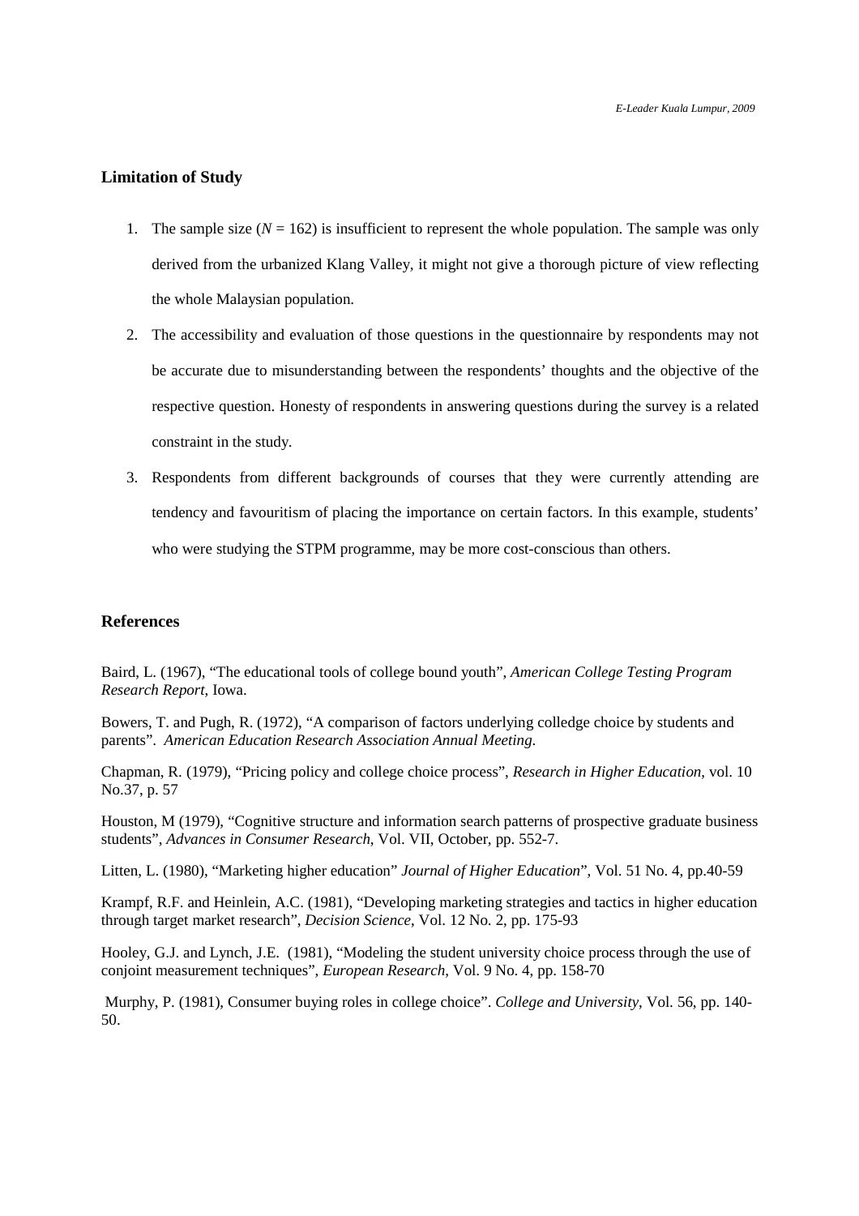## Limitation of Study

1. The sample size ($N$ = 162) is insufficient to represent the whole population. The sample was only derived from the urbanized Klang Valley, it might not give a thorough picture of view reflecting the whole Malaysian population.
2. The accessibility and evaluation of those questions in the questionnaire by respondents may not be accurate due to misunderstanding between the respondents' thoughts and the objective of the respective question. Honesty of respondents in answering questions during the survey is a related constraint in the study.
3. Respondents from different backgrounds of courses that they were currently attending are tendency and favouritism of placing the importance on certain factors. In this example, students' who were studying the STPM programme, may be more cost-conscious than others.

## References

Baird, L. (1967), "The educational tools of college bound youth", *American College Testing Program Research Report*, Iowa.

Bowers, T. and Pugh, R. (1972), "A comparison of factors underlying colledge choice by students and parents". *American Education Research Association Annual Meeting.*

Chapman, R. (1979), "Pricing policy and college choice process", *Research in Higher Education*, vol. 10 No.37, p. 57

Houston, M (1979), "Cognitive structure and information search patterns of prospective graduate business students", *Advances in Consumer Research*, Vol. VII, October, pp. 552-7.

Litten, L. (1980), "Marketing higher education" *Journal of Higher Education*", Vol. 51 No. 4, pp.40-59

Krampf, R.F. and Heinlein, A.C. (1981), "Developing marketing strategies and tactics in higher education through target market research", *Decision Science*, Vol. 12 No. 2, pp. 175-93

Hooley, G.J. and Lynch, J.E. (1981), "Modeling the student university choice process through the use of conjoint measurement techniques", *European Research*, Vol. 9 No. 4, pp. 158-70

Murphy, P. (1981), Consumer buying roles in college choice". *College and University*, Vol. 56, pp. 140-50.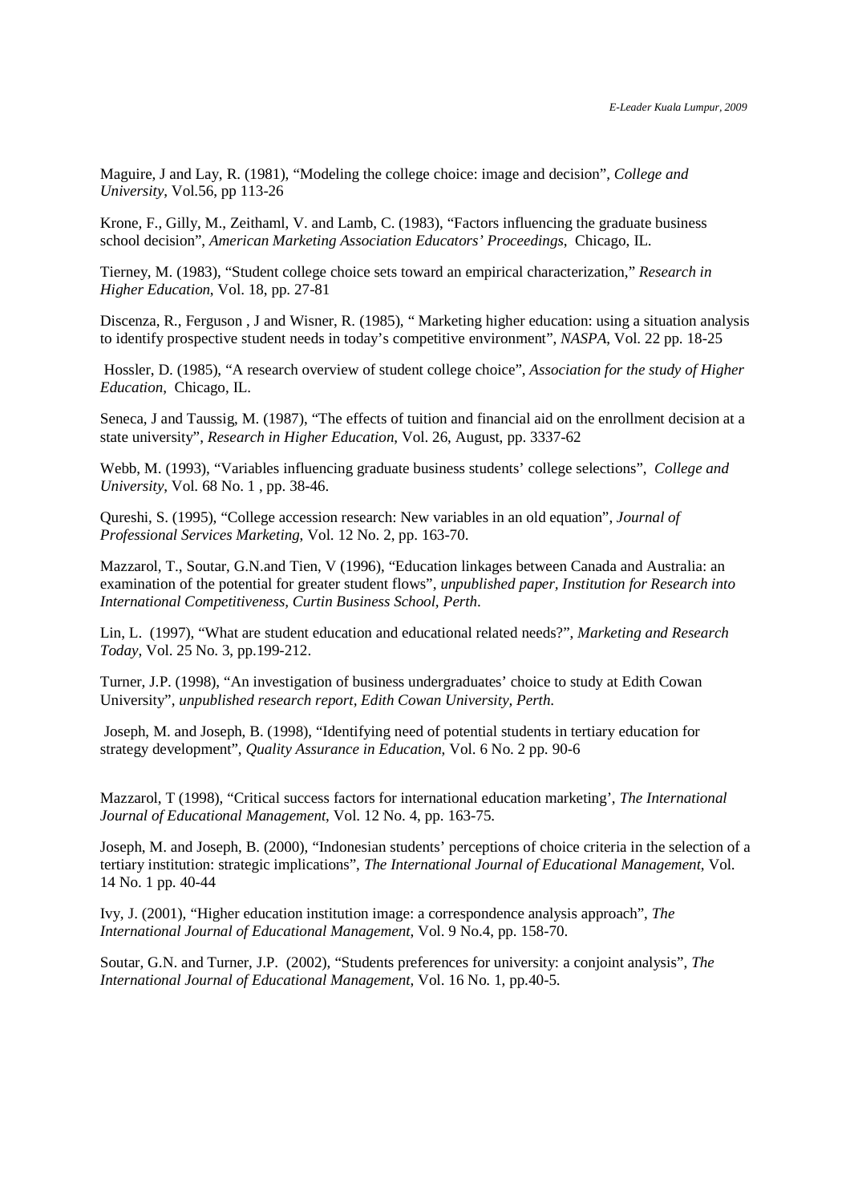Maguire, J and Lay, R. (1981), "Modeling the college choice: image and decision", *College and University*, Vol.56, pp 113-26

Krone, F., Gilly, M., Zeithaml, V. and Lamb, C. (1983), "Factors influencing the graduate business school decision", *American Marketing Association Educators' Proceedings*, Chicago, IL.

Tierney, M. (1983), "Student college choice sets toward an empirical characterization," *Research in Higher Education*, Vol. 18, pp. 27-81

Discenza, R., Ferguson , J and Wisner, R. (1985), " Marketing higher education: using a situation analysis to identify prospective student needs in today's competitive environment", *NASPA*, Vol. 22 pp. 18-25

Hossler, D. (1985), "A research overview of student college choice", *Association for the study of Higher Education*, Chicago, IL.

Seneca, J and Taussig, M. (1987), "The effects of tuition and financial aid on the enrollment decision at a state university", *Research in Higher Education*, Vol. 26, August, pp. 3337-62

Webb, M. (1993), "Variables influencing graduate business students' college selections", *College and University*, Vol. 68 No. 1 , pp. 38-46.

Qureshi, S. (1995), "College accession research: New variables in an old equation", *Journal of Professional Services Marketing*, Vol. 12 No. 2, pp. 163-70.

Mazzarol, T., Soutar, G.N.and Tien, V (1996), "Education linkages between Canada and Australia: an examination of the potential for greater student flows", *unpublished paper, Institution for Research into International Competitiveness, Curtin Business School, Perth*.

Lin, L. (1997), "What are student education and educational related needs?", *Marketing and Research Today*, Vol. 25 No. 3, pp.199-212.

Turner, J.P. (1998), "An investigation of business undergraduates' choice to study at Edith Cowan University", *unpublished research report, Edith Cowan University, Perth.*

Joseph, M. and Joseph, B. (1998), "Identifying need of potential students in tertiary education for strategy development", *Quality Assurance in Education*, Vol. 6 No. 2 pp. 90-6

Mazzarol, T (1998), "Critical success factors for international education marketing', *The International Journal of Educational Management*, Vol. 12 No. 4, pp. 163-75.

Joseph, M. and Joseph, B. (2000), "Indonesian students' perceptions of choice criteria in the selection of a tertiary institution: strategic implications", *The International Journal of Educational Management*, Vol. 14 No. 1 pp. 40-44

Ivy, J. (2001), "Higher education institution image: a correspondence analysis approach", *The International Journal of Educational Management*, Vol. 9 No.4, pp. 158-70.

Soutar, G.N. and Turner, J.P. (2002), "Students preferences for university: a conjoint analysis", *The International Journal of Educational Management*, Vol. 16 No. 1, pp.40-5.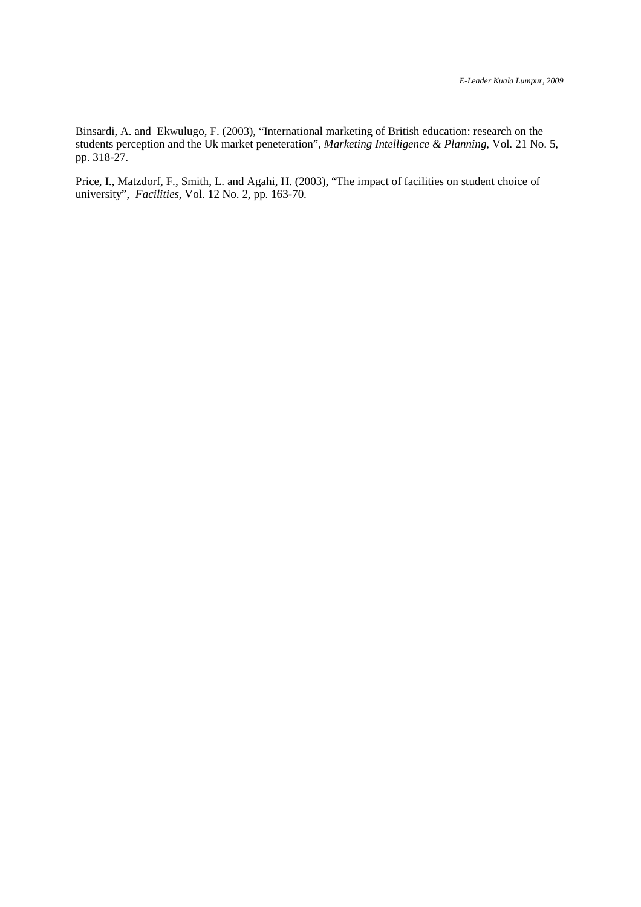Binsardi, A. and Ekwulugo, F. (2003), "International marketing of British education: research on the students perception and the Uk market peneteration", *Marketing Intelligence & Planning*, Vol. 21 No. 5, pp. 318-27.

Price, I., Matzdorf, F., Smith, L. and Agahi, H. (2003), "The impact of facilities on student choice of university", *Facilities*, Vol. 12 No. 2, pp. 163-70.